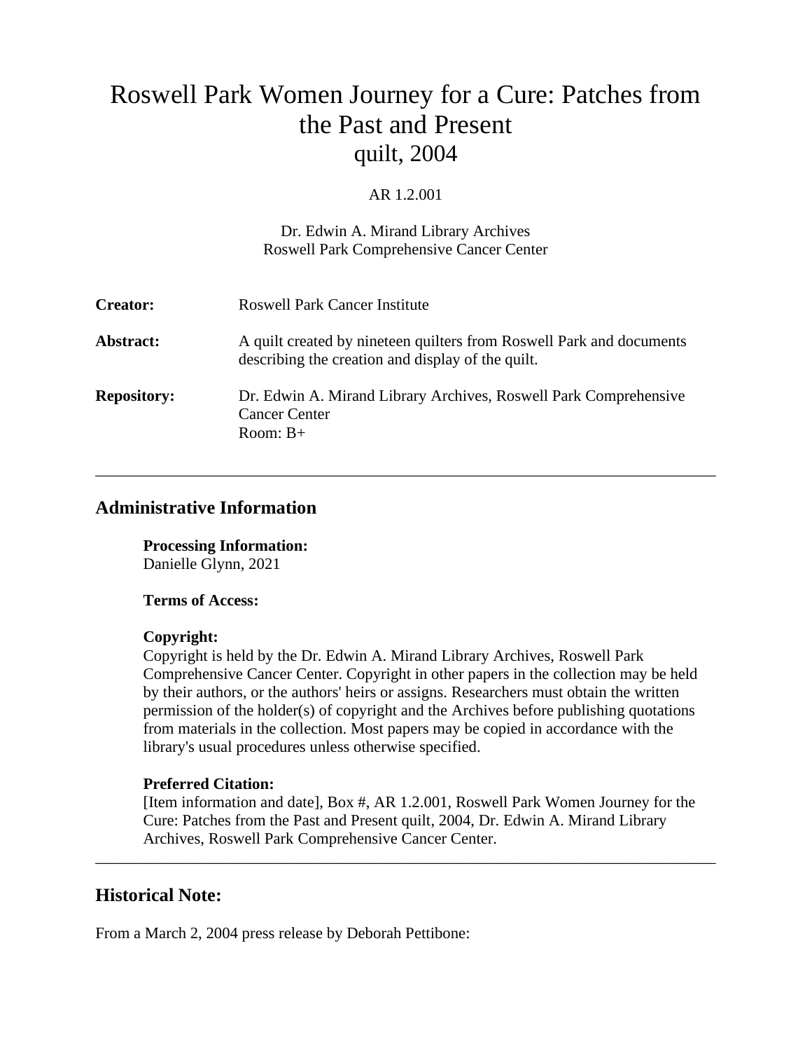# Roswell Park Women Journey for a Cure: Patches from the Past and Present quilt, 2004

AR 1.2.001

Dr. Edwin A. Mirand Library Archives
Roswell Park Comprehensive Cancer Center

**Creator:** Roswell Park Cancer Institute

**Abstract:** A quilt created by nineteen quilters from Roswell Park and documents describing the creation and display of the quilt.

**Repository:** Dr. Edwin A. Mirand Library Archives, Roswell Park Comprehensive Cancer Center
Room: B+

---

## Administrative Information

**Processing Information:**
Danielle Glynn, 2021

**Terms of Access:**

**Copyright:**
Copyright is held by the Dr. Edwin A. Mirand Library Archives, Roswell Park Comprehensive Cancer Center. Copyright in other papers in the collection may be held by their authors, or the authors' heirs or assigns. Researchers must obtain the written permission of the holder(s) of copyright and the Archives before publishing quotations from materials in the collection. Most papers may be copied in accordance with the library's usual procedures unless otherwise specified.

**Preferred Citation:**
[Item information and date], Box #, AR 1.2.001, Roswell Park Women Journey for the Cure: Patches from the Past and Present quilt, 2004, Dr. Edwin A. Mirand Library Archives, Roswell Park Comprehensive Cancer Center.

---

## Historical Note:

From a March 2, 2004 press release by Deborah Pettibone: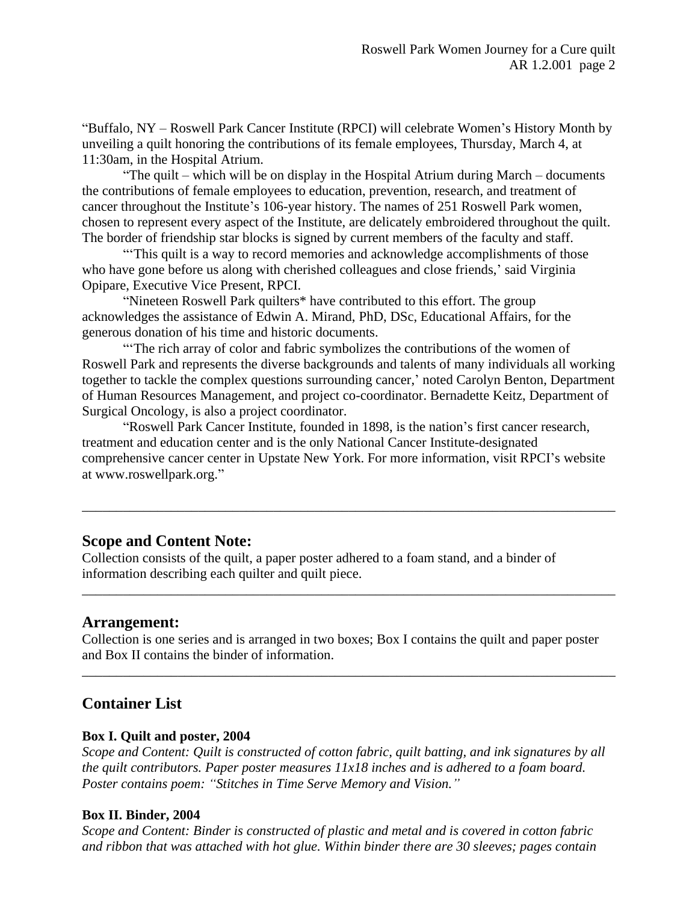"Buffalo, NY – Roswell Park Cancer Institute (RPCI) will celebrate Women's History Month by unveiling a quilt honoring the contributions of its female employees, Thursday, March 4, at 11:30am, in the Hospital Atrium.

"The quilt – which will be on display in the Hospital Atrium during March – documents the contributions of female employees to education, prevention, research, and treatment of cancer throughout the Institute's 106-year history. The names of 251 Roswell Park women, chosen to represent every aspect of the Institute, are delicately embroidered throughout the quilt. The border of friendship star blocks is signed by current members of the faculty and staff.

"'This quilt is a way to record memories and acknowledge accomplishments of those who have gone before us along with cherished colleagues and close friends,' said Virginia Opipare, Executive Vice Present, RPCI.

"Nineteen Roswell Park quilters* have contributed to this effort. The group acknowledges the assistance of Edwin A. Mirand, PhD, DSc, Educational Affairs, for the generous donation of his time and historic documents.

"'The rich array of color and fabric symbolizes the contributions of the women of Roswell Park and represents the diverse backgrounds and talents of many individuals all working together to tackle the complex questions surrounding cancer,' noted Carolyn Benton, Department of Human Resources Management, and project co-coordinator. Bernadette Keitz, Department of Surgical Oncology, is also a project coordinator.

"Roswell Park Cancer Institute, founded in 1898, is the nation's first cancer research, treatment and education center and is the only National Cancer Institute-designated comprehensive cancer center in Upstate New York. For more information, visit RPCI's website at www.roswellpark.org."

---

## Scope and Content Note:

Collection consists of the quilt, a paper poster adhered to a foam stand, and a binder of information describing each quilter and quilt piece.

---

## Arrangement:

Collection is one series and is arranged in two boxes; Box I contains the quilt and paper poster and Box II contains the binder of information.

---

## Container List

**Box I. Quilt and poster, 2004**

*Scope and Content: Quilt is constructed of cotton fabric, quilt batting, and ink signatures by all the quilt contributors. Paper poster measures 11x18 inches and is adhered to a foam board. Poster contains poem: "Stitches in Time Serve Memory and Vision."*

**Box II. Binder, 2004**

*Scope and Content: Binder is constructed of plastic and metal and is covered in cotton fabric and ribbon that was attached with hot glue. Within binder there are 30 sleeves; pages contain*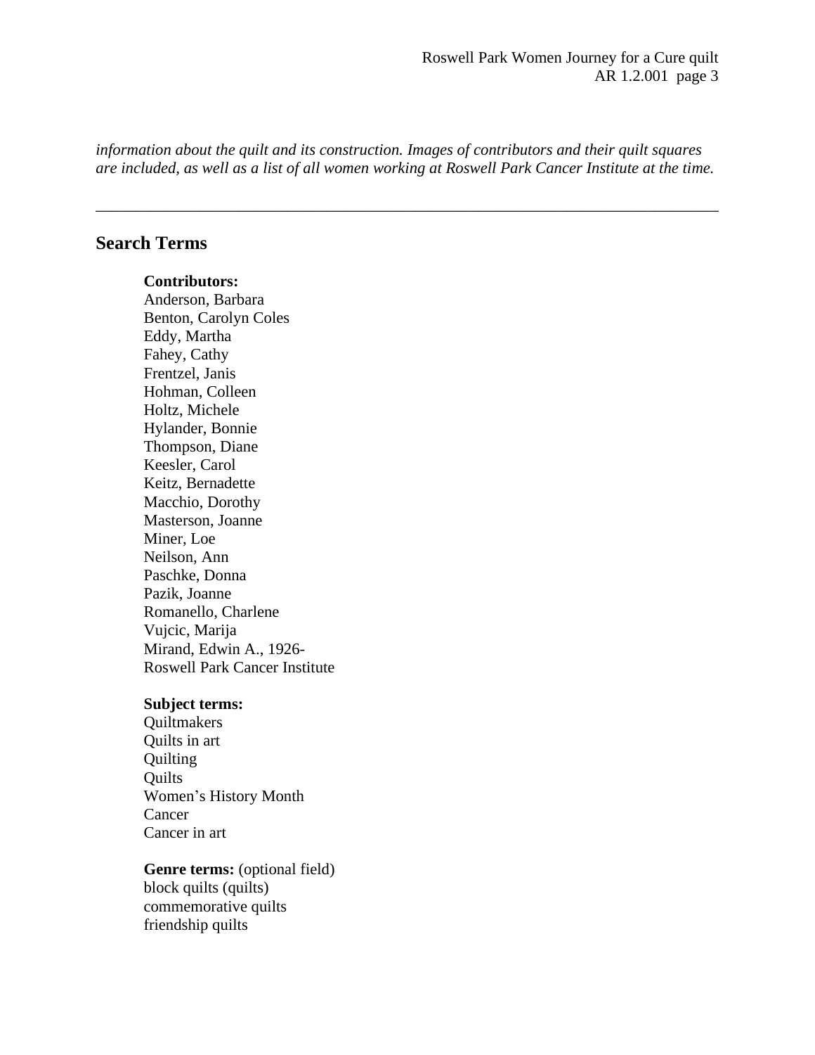*information about the quilt and its construction. Images of contributors and their quilt squares are included, as well as a list of all women working at Roswell Park Cancer Institute at the time.*

---

## Search Terms

**Contributors:**
Anderson, Barbara
Benton, Carolyn Coles
Eddy, Martha
Fahey, Cathy
Frentzel, Janis
Hohman, Colleen
Holtz, Michele
Hylander, Bonnie
Thompson, Diane
Keesler, Carol
Keitz, Bernadette
Macchio, Dorothy
Masterson, Joanne
Miner, Loe
Neilson, Ann
Paschke, Donna
Pazik, Joanne
Romanello, Charlene
Vujcic, Marija
Mirand, Edwin A., 1926-
Roswell Park Cancer Institute

**Subject terms:**
Quiltmakers
Quilts in art
Quilting
Quilts
Women's History Month
Cancer
Cancer in art

**Genre terms:** (optional field)
block quilts (quilts)
commemorative quilts
friendship quilts